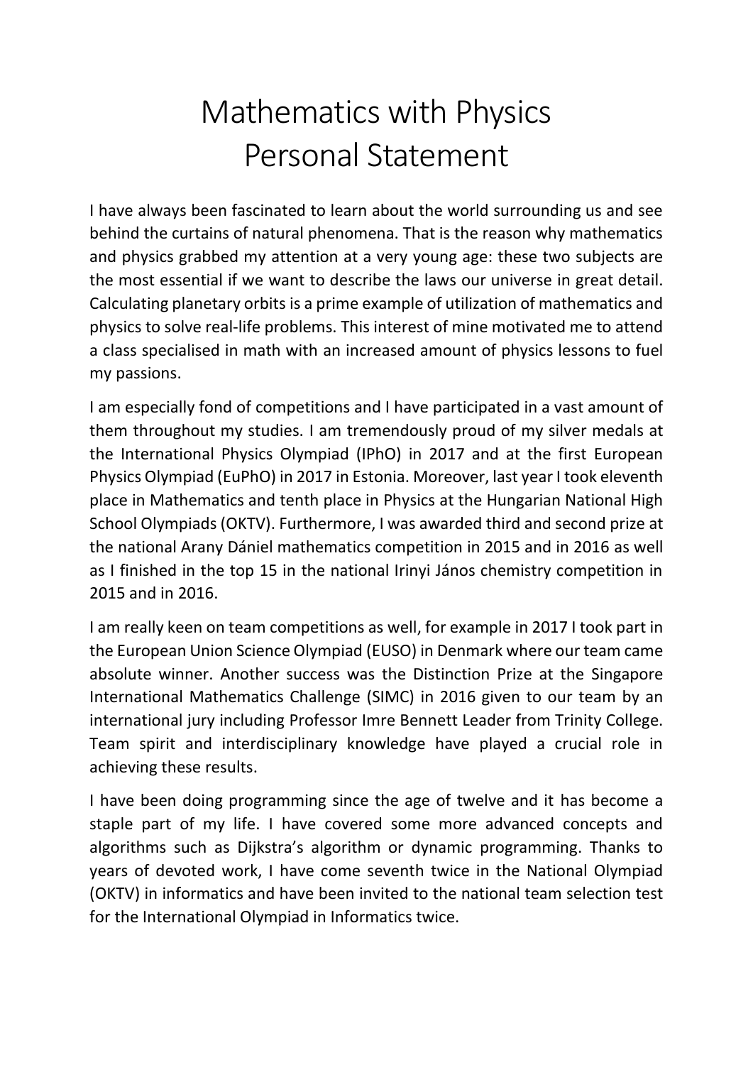# Mathematics with Physics
# Personal Statement

I have always been fascinated to learn about the world surrounding us and see behind the curtains of natural phenomena. That is the reason why mathematics and physics grabbed my attention at a very young age: these two subjects are the most essential if we want to describe the laws our universe in great detail. Calculating planetary orbits is a prime example of utilization of mathematics and physics to solve real-life problems. This interest of mine motivated me to attend a class specialised in math with an increased amount of physics lessons to fuel my passions.

I am especially fond of competitions and I have participated in a vast amount of them throughout my studies. I am tremendously proud of my silver medals at the International Physics Olympiad (IPhO) in 2017 and at the first European Physics Olympiad (EuPhO) in 2017 in Estonia. Moreover, last year I took eleventh place in Mathematics and tenth place in Physics at the Hungarian National High School Olympiads (OKTV). Furthermore, I was awarded third and second prize at the national Arany Dániel mathematics competition in 2015 and in 2016 as well as I finished in the top 15 in the national Irinyi János chemistry competition in 2015 and in 2016.

I am really keen on team competitions as well, for example in 2017 I took part in the European Union Science Olympiad (EUSO) in Denmark where our team came absolute winner. Another success was the Distinction Prize at the Singapore International Mathematics Challenge (SIMC) in 2016 given to our team by an international jury including Professor Imre Bennett Leader from Trinity College. Team spirit and interdisciplinary knowledge have played a crucial role in achieving these results.

I have been doing programming since the age of twelve and it has become a staple part of my life. I have covered some more advanced concepts and algorithms such as Dijkstra's algorithm or dynamic programming. Thanks to years of devoted work, I have come seventh twice in the National Olympiad (OKTV) in informatics and have been invited to the national team selection test for the International Olympiad in Informatics twice.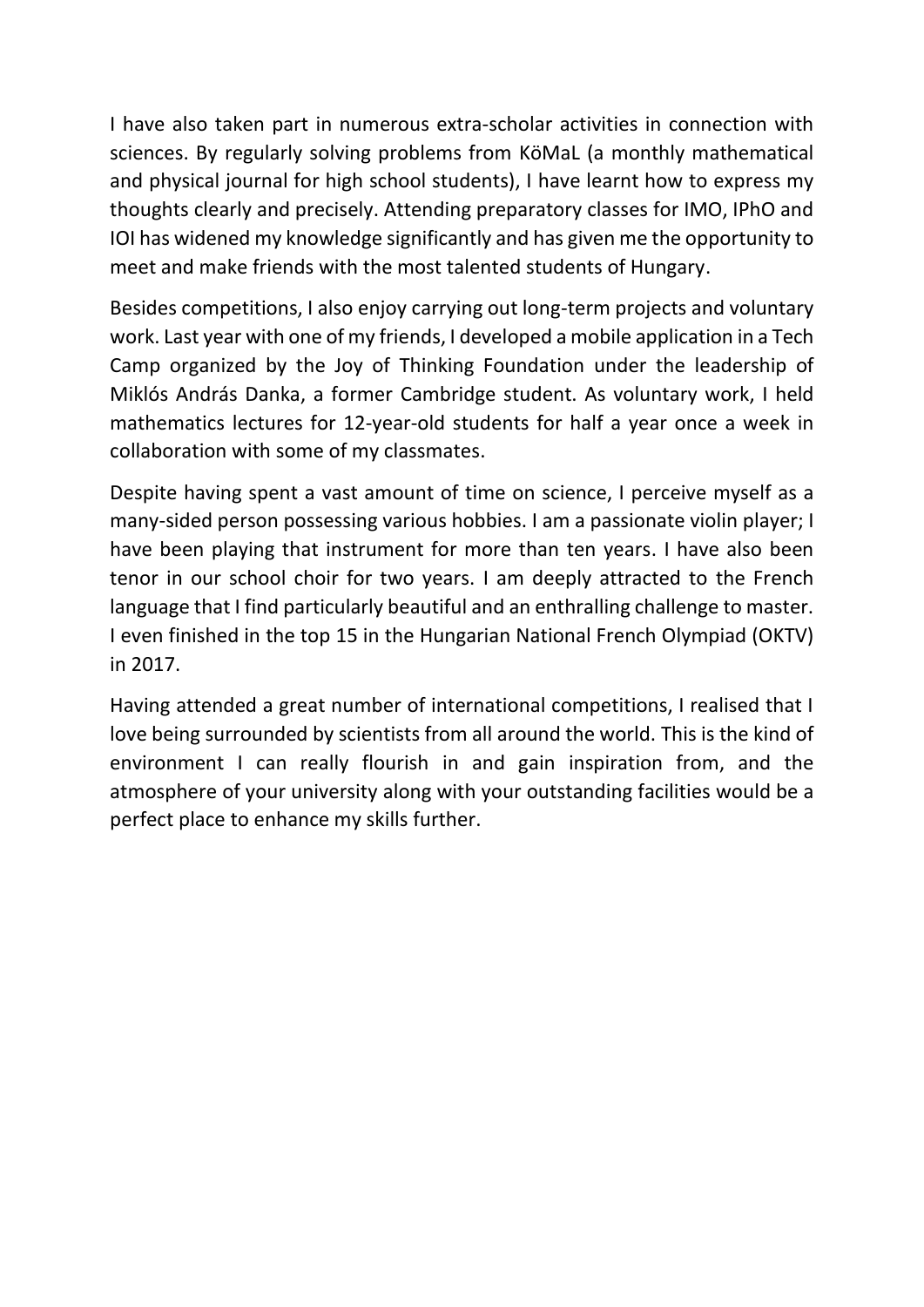I have also taken part in numerous extra-scholar activities in connection with sciences. By regularly solving problems from KöMaL (a monthly mathematical and physical journal for high school students), I have learnt how to express my thoughts clearly and precisely. Attending preparatory classes for IMO, IPhO and IOI has widened my knowledge significantly and has given me the opportunity to meet and make friends with the most talented students of Hungary.

Besides competitions, I also enjoy carrying out long-term projects and voluntary work. Last year with one of my friends, I developed a mobile application in a Tech Camp organized by the Joy of Thinking Foundation under the leadership of Miklós András Danka, a former Cambridge student. As voluntary work, I held mathematics lectures for 12-year-old students for half a year once a week in collaboration with some of my classmates.

Despite having spent a vast amount of time on science, I perceive myself as a many-sided person possessing various hobbies. I am a passionate violin player; I have been playing that instrument for more than ten years. I have also been tenor in our school choir for two years. I am deeply attracted to the French language that I find particularly beautiful and an enthralling challenge to master. I even finished in the top 15 in the Hungarian National French Olympiad (OKTV) in 2017.

Having attended a great number of international competitions, I realised that I love being surrounded by scientists from all around the world. This is the kind of environment I can really flourish in and gain inspiration from, and the atmosphere of your university along with your outstanding facilities would be a perfect place to enhance my skills further.